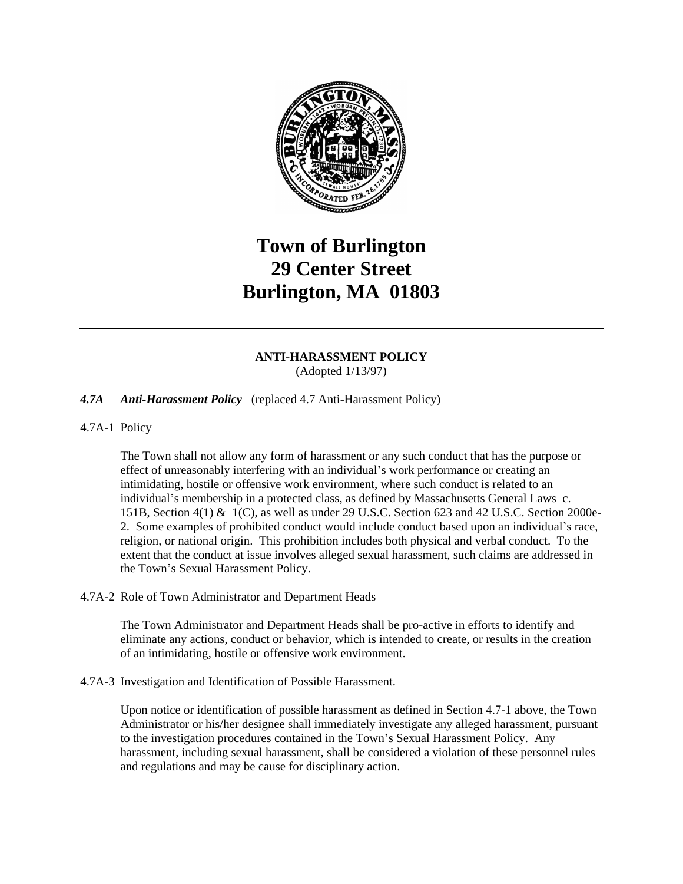# Town of Burlington
# 29 Center Street
# Burlington, MA 01803

---

**ANTI-HARASSMENT POLICY**
(Adopted 1/13/97)

***4.7A Anti-Harassment Policy*** (replaced 4.7 Anti-Harassment Policy)

4.7A-1 Policy

The Town shall not allow any form of harassment or any such conduct that has the purpose or effect of unreasonably interfering with an individual's work performance or creating an intimidating, hostile or offensive work environment, where such conduct is related to an individual's membership in a protected class, as defined by Massachusetts General Laws c. 151B, Section 4(1) & 1(C), as well as under 29 U.S.C. Section 623 and 42 U.S.C. Section 2000e-2. Some examples of prohibited conduct would include conduct based upon an individual's race, religion, or national origin. This prohibition includes both physical and verbal conduct. To the extent that the conduct at issue involves alleged sexual harassment, such claims are addressed in the Town's Sexual Harassment Policy.

4.7A-2 Role of Town Administrator and Department Heads

The Town Administrator and Department Heads shall be pro-active in efforts to identify and eliminate any actions, conduct or behavior, which is intended to create, or results in the creation of an intimidating, hostile or offensive work environment.

4.7A-3 Investigation and Identification of Possible Harassment.

Upon notice or identification of possible harassment as defined in Section 4.7-1 above, the Town Administrator or his/her designee shall immediately investigate any alleged harassment, pursuant to the investigation procedures contained in the Town's Sexual Harassment Policy. Any harassment, including sexual harassment, shall be considered a violation of these personnel rules and regulations and may be cause for disciplinary action.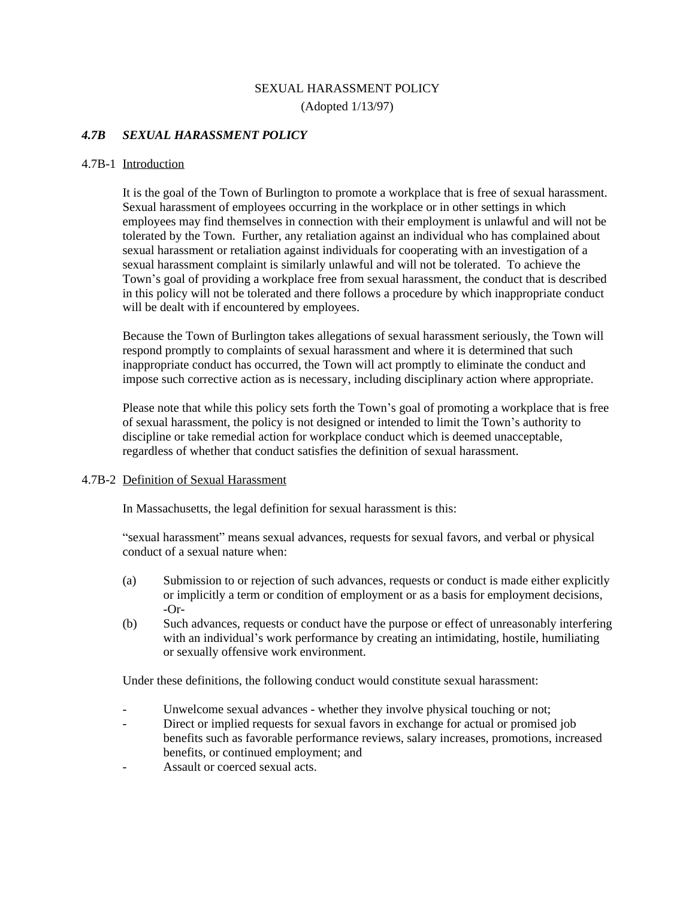SEXUAL HARASSMENT POLICY

(Adopted 1/13/97)

## *4.7B SEXUAL HARASSMENT POLICY*

### 4.7B-1 Introduction

It is the goal of the Town of Burlington to promote a workplace that is free of sexual harassment. Sexual harassment of employees occurring in the workplace or in other settings in which employees may find themselves in connection with their employment is unlawful and will not be tolerated by the Town. Further, any retaliation against an individual who has complained about sexual harassment or retaliation against individuals for cooperating with an investigation of a sexual harassment complaint is similarly unlawful and will not be tolerated. To achieve the Town's goal of providing a workplace free from sexual harassment, the conduct that is described in this policy will not be tolerated and there follows a procedure by which inappropriate conduct will be dealt with if encountered by employees.

Because the Town of Burlington takes allegations of sexual harassment seriously, the Town will respond promptly to complaints of sexual harassment and where it is determined that such inappropriate conduct has occurred, the Town will act promptly to eliminate the conduct and impose such corrective action as is necessary, including disciplinary action where appropriate.

Please note that while this policy sets forth the Town's goal of promoting a workplace that is free of sexual harassment, the policy is not designed or intended to limit the Town's authority to discipline or take remedial action for workplace conduct which is deemed unacceptable, regardless of whether that conduct satisfies the definition of sexual harassment.

### 4.7B-2 Definition of Sexual Harassment

In Massachusetts, the legal definition for sexual harassment is this:

"sexual harassment" means sexual advances, requests for sexual favors, and verbal or physical conduct of a sexual nature when:

(a) Submission to or rejection of such advances, requests or conduct is made either explicitly or implicitly a term or condition of employment or as a basis for employment decisions, -Or-

(b) Such advances, requests or conduct have the purpose or effect of unreasonably interfering with an individual's work performance by creating an intimidating, hostile, humiliating or sexually offensive work environment.

Under these definitions, the following conduct would constitute sexual harassment:

- Unwelcome sexual advances - whether they involve physical touching or not;
- Direct or implied requests for sexual favors in exchange for actual or promised job benefits such as favorable performance reviews, salary increases, promotions, increased benefits, or continued employment; and
- Assault or coerced sexual acts.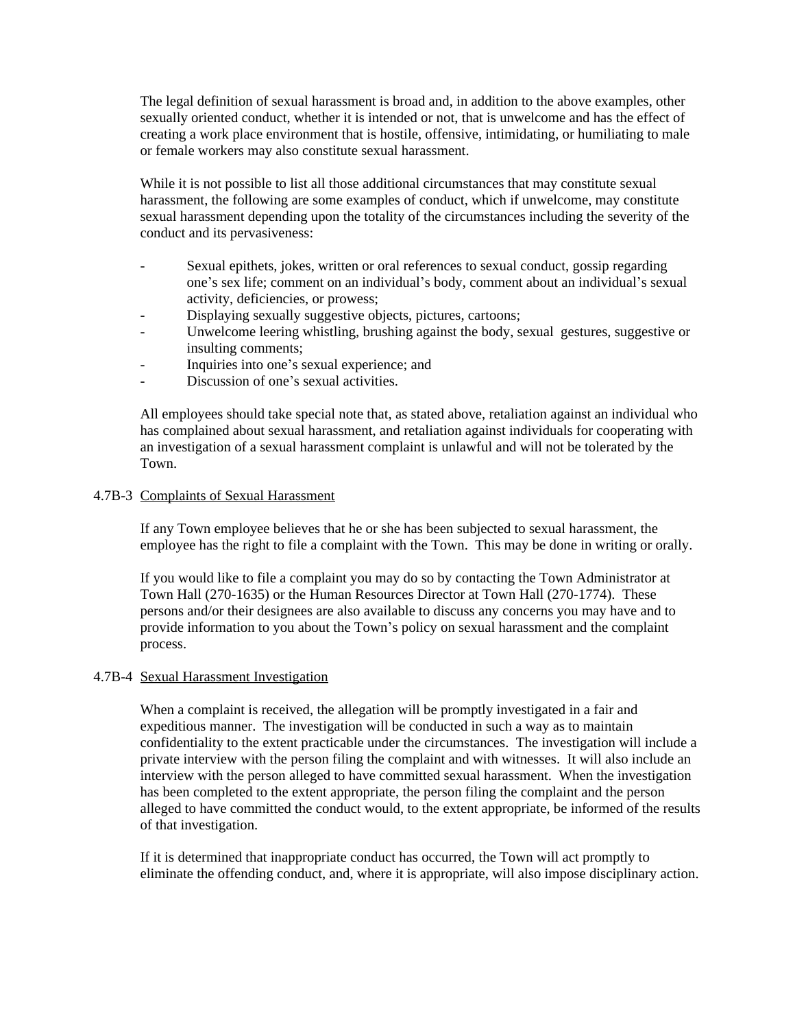The legal definition of sexual harassment is broad and, in addition to the above examples, other sexually oriented conduct, whether it is intended or not, that is unwelcome and has the effect of creating a work place environment that is hostile, offensive, intimidating, or humiliating to male or female workers may also constitute sexual harassment.

While it is not possible to list all those additional circumstances that may constitute sexual harassment, the following are some examples of conduct, which if unwelcome, may constitute sexual harassment depending upon the totality of the circumstances including the severity of the conduct and its pervasiveness:

- Sexual epithets, jokes, written or oral references to sexual conduct, gossip regarding one's sex life; comment on an individual's body, comment about an individual's sexual activity, deficiencies, or prowess;
- Displaying sexually suggestive objects, pictures, cartoons;
- Unwelcome leering whistling, brushing against the body, sexual gestures, suggestive or insulting comments;
- Inquiries into one's sexual experience; and
- Discussion of one's sexual activities.

All employees should take special note that, as stated above, retaliation against an individual who has complained about sexual harassment, and retaliation against individuals for cooperating with an investigation of a sexual harassment complaint is unlawful and will not be tolerated by the Town.

### 4.7B-3 Complaints of Sexual Harassment

If any Town employee believes that he or she has been subjected to sexual harassment, the employee has the right to file a complaint with the Town. This may be done in writing or orally.

If you would like to file a complaint you may do so by contacting the Town Administrator at Town Hall (270-1635) or the Human Resources Director at Town Hall (270-1774). These persons and/or their designees are also available to discuss any concerns you may have and to provide information to you about the Town's policy on sexual harassment and the complaint process.

### 4.7B-4 Sexual Harassment Investigation

When a complaint is received, the allegation will be promptly investigated in a fair and expeditious manner. The investigation will be conducted in such a way as to maintain confidentiality to the extent practicable under the circumstances. The investigation will include a private interview with the person filing the complaint and with witnesses. It will also include an interview with the person alleged to have committed sexual harassment. When the investigation has been completed to the extent appropriate, the person filing the complaint and the person alleged to have committed the conduct would, to the extent appropriate, be informed of the results of that investigation.

If it is determined that inappropriate conduct has occurred, the Town will act promptly to eliminate the offending conduct, and, where it is appropriate, will also impose disciplinary action.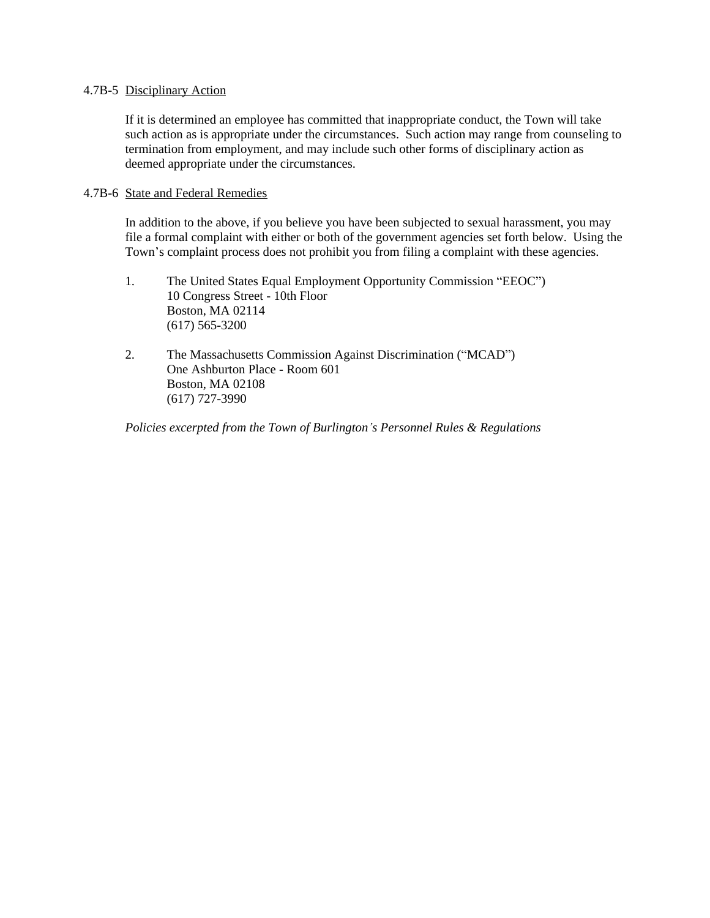4.7B-5 Disciplinary Action

If it is determined an employee has committed that inappropriate conduct, the Town will take such action as is appropriate under the circumstances. Such action may range from counseling to termination from employment, and may include such other forms of disciplinary action as deemed appropriate under the circumstances.

4.7B-6 State and Federal Remedies

In addition to the above, if you believe you have been subjected to sexual harassment, you may file a formal complaint with either or both of the government agencies set forth below. Using the Town's complaint process does not prohibit you from filing a complaint with these agencies.

1. The United States Equal Employment Opportunity Commission "EEOC")
   10 Congress Street - 10th Floor
   Boston, MA 02114
   (617) 565-3200

2. The Massachusetts Commission Against Discrimination ("MCAD")
   One Ashburton Place - Room 601
   Boston, MA 02108
   (617) 727-3990

*Policies excerpted from the Town of Burlington's Personnel Rules & Regulations*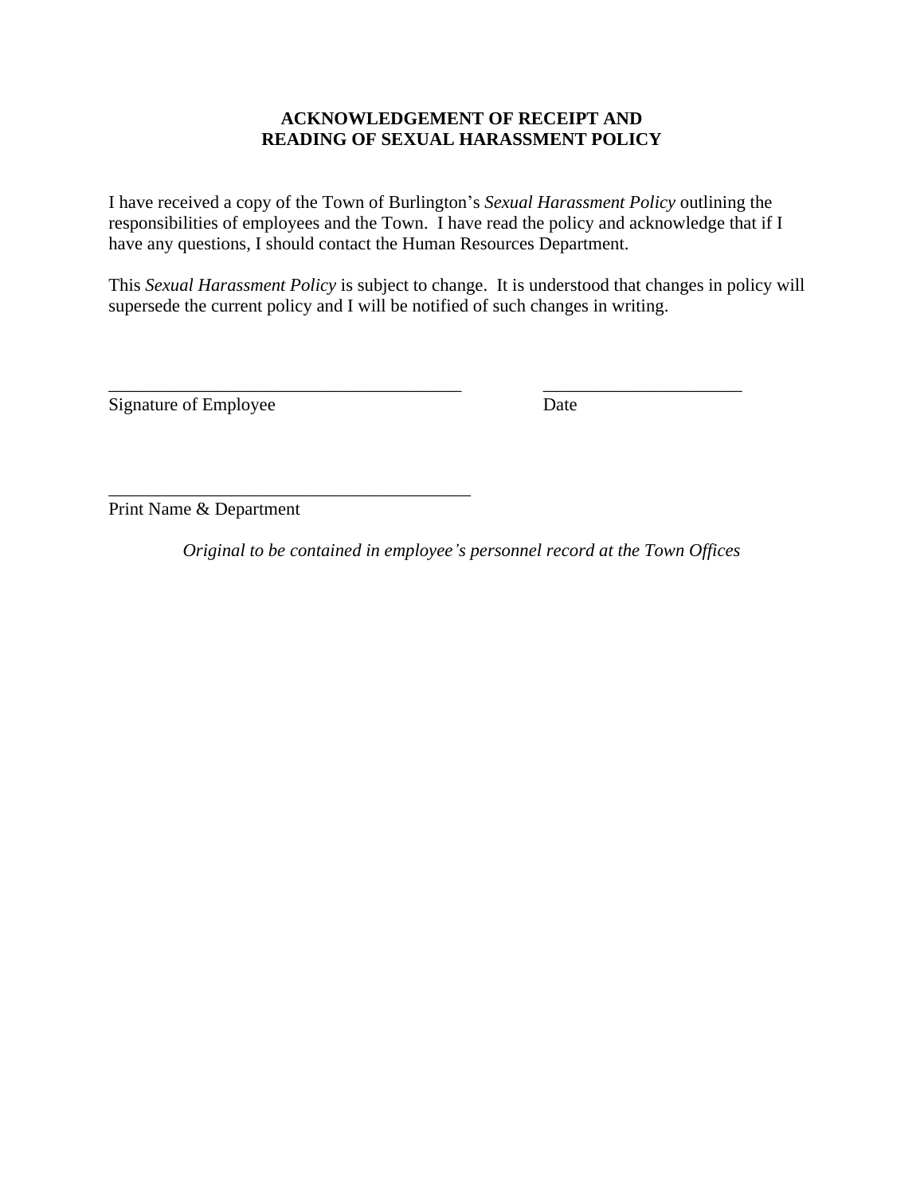**ACKNOWLEDGEMENT OF RECEIPT AND**
**READING OF SEXUAL HARASSMENT POLICY**

I have received a copy of the Town of Burlington's *Sexual Harassment Policy* outlining the responsibilities of employees and the Town. I have read the policy and acknowledge that if I have any questions, I should contact the Human Resources Department.

This *Sexual Harassment Policy* is subject to change. It is understood that changes in policy will supersede the current policy and I will be notified of such changes in writing.

_______________________________________ ______________________
Signature of Employee Date

________________________________________
Print Name & Department

*Original to be contained in employee's personnel record at the Town Offices*